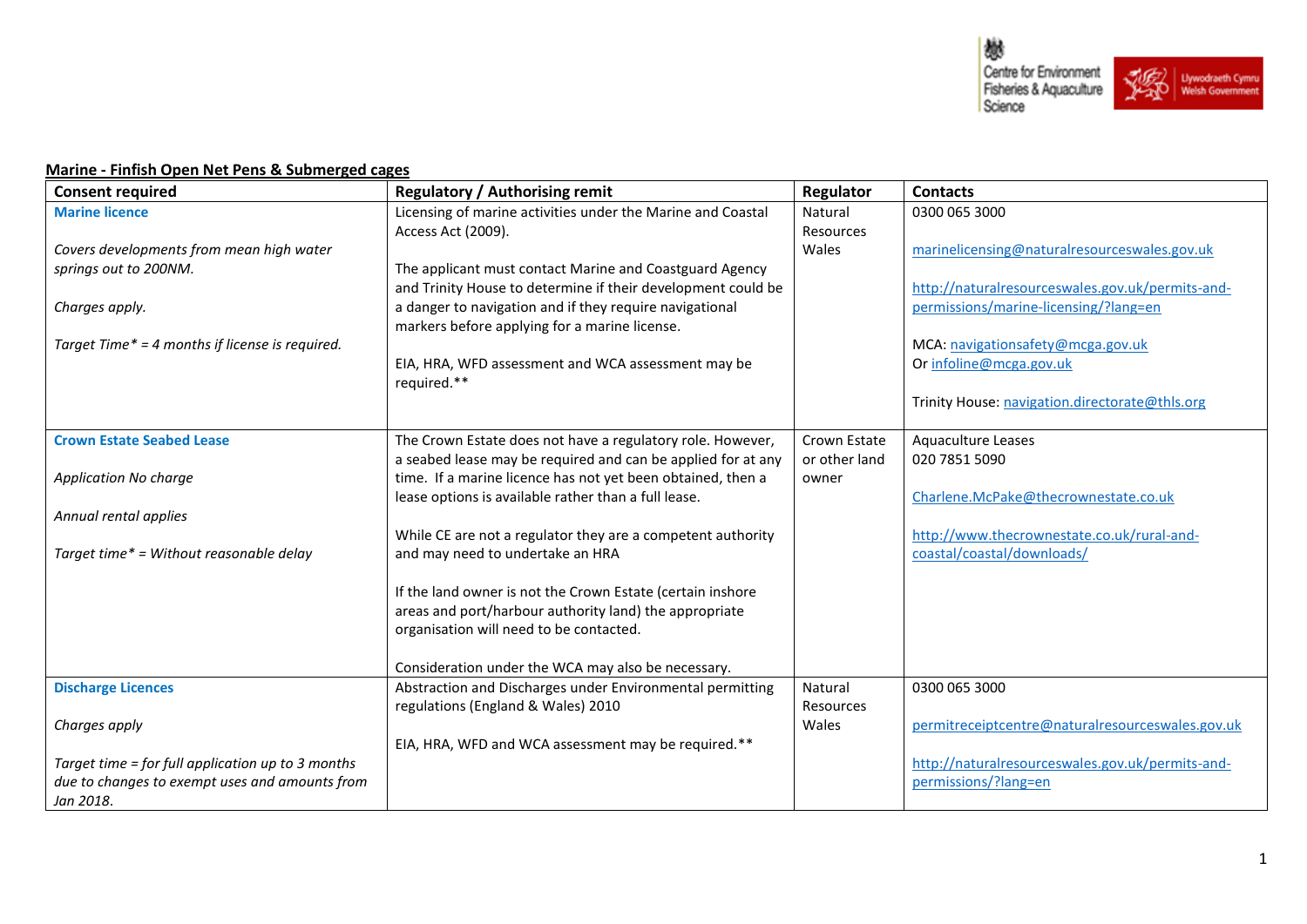## Marine - Finfish Open Net Pens & Submerged cages

| Consent required | Regulatory / Authorising remit | Regulator | Contacts |
|---|---|---|---|
| **Marine licence**<br><br>*Covers developments from mean high water springs out to 200NM.*<br><br>*Charges apply.*<br><br>*Target Time* = 4 months if license is required.* | Licensing of marine activities under the Marine and Coastal Access Act (2009).<br><br>The applicant must contact Marine and Coastguard Agency and Trinity House to determine if their development could be a danger to navigation and if they require navigational markers before applying for a marine license.<br><br>EIA, HRA, WFD assessment and WCA assessment may be required.** | Natural Resources Wales | 0300 065 3000<br><br>marinelicensing@naturalresourceswales.gov.uk<br><br>http://naturalresourceswales.gov.uk/permits-and-permissions/marine-licensing/?lang=en<br><br>MCA: navigationsafety@mcga.gov.uk<br>Or infoline@mcga.gov.uk<br><br>Trinity House: navigation.directorate@thls.org |
| **Crown Estate Seabed Lease**<br><br>*Application No charge*<br><br>*Annual rental applies*<br><br>*Target time* = Without reasonable delay* | The Crown Estate does not have a regulatory role. However, a seabed lease may be required and can be applied for at any time. If a marine licence has not yet been obtained, then a lease options is available rather than a full lease.<br><br>While CE are not a regulator they are a competent authority and may need to undertake an HRA<br><br>If the land owner is not the Crown Estate (certain inshore areas and port/harbour authority land) the appropriate organisation will need to be contacted.<br><br>Consideration under the WCA may also be necessary. | Crown Estate or other land owner | Aquaculture Leases<br>020 7851 5090<br><br>Charlene.McPake@thecrownestate.co.uk<br><br>http://www.thecrownestate.co.uk/rural-and-coastal/coastal/downloads/ |
| **Discharge Licences**<br><br>*Charges apply*<br><br>*Target time = for full application up to 3 months due to changes to exempt uses and amounts from Jan 2018.* | Abstraction and Discharges under Environmental permitting regulations (England & Wales) 2010<br><br>EIA, HRA, WFD and WCA assessment may be required.** | Natural Resources Wales | 0300 065 3000<br><br>permitreceiptcentre@naturalresourceswales.gov.uk<br><br>http://naturalresourceswales.gov.uk/permits-and-permissions/?lang=en |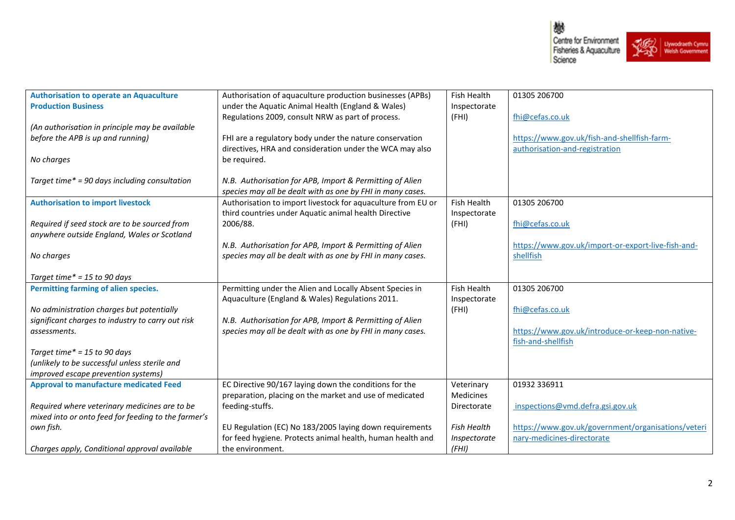| | | | |
|---|---|---|---|
| **Authorisation to operate an Aquaculture Production Business**<br><br>*(An authorisation in principle may be available before the APB is up and running)*<br><br>*No charges*<br><br>*Target time* = 90 days including consultation* | Authorisation of aquaculture production businesses (APBs) under the Aquatic Animal Health (England & Wales) Regulations 2009, consult NRW as part of process.<br><br>FHI are a regulatory body under the nature conservation directives, HRA and consideration under the WCA may also be required.<br><br>*N.B. Authorisation for APB, Import & Permitting of Alien species may all be dealt with as one by FHI in many cases.* | Fish Health Inspectorate (FHI) | 01305 206700<br><br>fhi@cefas.co.uk<br><br>https://www.gov.uk/fish-and-shellfish-farm-authorisation-and-registration |
| **Authorisation to import livestock**<br><br>*Required if seed stock are to be sourced from anywhere outside England, Wales or Scotland*<br><br>*No charges*<br><br>*Target time* = 15 to 90 days* | Authorisation to import livestock for aquaculture from EU or third countries under Aquatic animal health Directive 2006/88.<br><br>*N.B. Authorisation for APB, Import & Permitting of Alien species may all be dealt with as one by FHI in many cases.* | Fish Health Inspectorate (FHI) | 01305 206700<br><br>fhi@cefas.co.uk<br><br>https://www.gov.uk/import-or-export-live-fish-and-shellfish |
| **Permitting farming of alien species.**<br><br>*No administration charges but potentially significant charges to industry to carry out risk assessments.*<br><br>*Target time* = 15 to 90 days*<br>*(unlikely to be successful unless sterile and improved escape prevention systems)* | Permitting under the Alien and Locally Absent Species in Aquaculture (England & Wales) Regulations 2011.<br><br>*N.B. Authorisation for APB, Import & Permitting of Alien species may all be dealt with as one by FHI in many cases.* | Fish Health Inspectorate (FHI) | 01305 206700<br><br>fhi@cefas.co.uk<br><br>https://www.gov.uk/introduce-or-keep-non-native-fish-and-shellfish |
| **Approval to manufacture medicated Feed**<br><br>*Required where veterinary medicines are to be mixed into or onto feed for feeding to the farmer's own fish.*<br><br>*Charges apply, Conditional approval available* | EC Directive 90/167 laying down the conditions for the preparation, placing on the market and use of medicated feeding-stuffs.<br><br>EU Regulation (EC) No 183/2005 laying down requirements for feed hygiene. Protects animal health, human health and the environment. | Veterinary Medicines Directorate<br><br>*Fish Health Inspectorate (FHI)* | 01932 336911<br><br>inspections@vmd.defra.gsi.gov.uk<br><br>https://www.gov.uk/government/organisations/veterinary-medicines-directorate |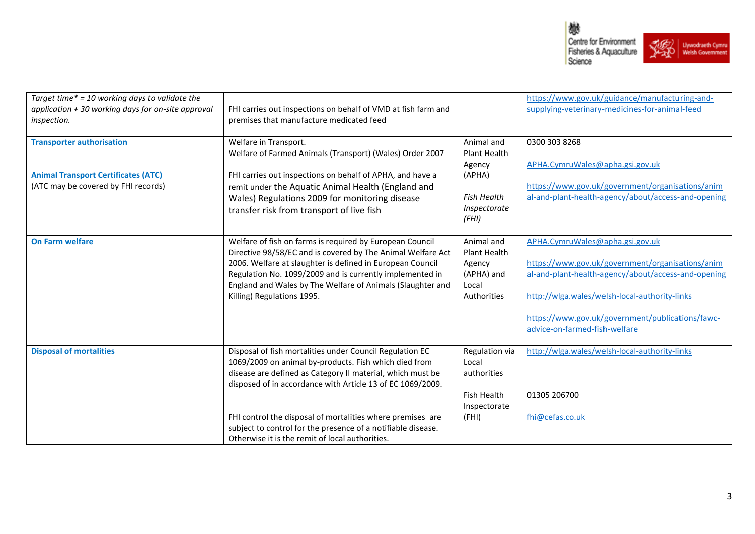| | | | |
|---|---|---|---|
| *Target time\* = 10 working days to validate the application + 30 working days for on-site approval inspection.* | FHI carries out inspections on behalf of VMD at fish farm and premises that manufacture medicated feed | | https://www.gov.uk/guidance/manufacturing-and-supplying-veterinary-medicines-for-animal-feed |
| **Transporter authorisation**<br><br>**Animal Transport Certificates (ATC)**<br>(ATC may be covered by FHI records) | Welfare in Transport.<br>Welfare of Farmed Animals (Transport) (Wales) Order 2007<br><br>FHI carries out inspections on behalf of APHA, and have a remit under the Aquatic Animal Health (England and Wales) Regulations 2009 for monitoring disease transfer risk from transport of live fish | Animal and Plant Health Agency (APHA)<br><br>*Fish Health Inspectorate (FHI)* | 0300 303 8268<br><br>APHA.CymruWales@apha.gsi.gov.uk<br><br>https://www.gov.uk/government/organisations/animal-and-plant-health-agency/about/access-and-opening |
| **On Farm welfare** | Welfare of fish on farms is required by European Council Directive 98/58/EC and is covered by The Animal Welfare Act 2006. Welfare at slaughter is defined in European Council Regulation No. 1099/2009 and is currently implemented in England and Wales by The Welfare of Animals (Slaughter and Killing) Regulations 1995. | Animal and Plant Health Agency (APHA) and Local Authorities | APHA.CymruWales@apha.gsi.gov.uk<br><br>https://www.gov.uk/government/organisations/animal-and-plant-health-agency/about/access-and-opening<br><br>http://wlga.wales/welsh-local-authority-links<br><br>https://www.gov.uk/government/publications/fawc-advice-on-farmed-fish-welfare |
| **Disposal of mortalities** | Disposal of fish mortalities under Council Regulation EC 1069/2009 on animal by-products. Fish which died from disease are defined as Category II material, which must be disposed of in accordance with Article 13 of EC 1069/2009.<br><br>FHI control the disposal of mortalities where premises are subject to control for the presence of a notifiable disease. Otherwise it is the remit of local authorities. | Regulation via Local authorities<br><br>Fish Health Inspectorate (FHI) | http://wlga.wales/welsh-local-authority-links<br><br>01305 206700<br><br>fhi@cefas.co.uk |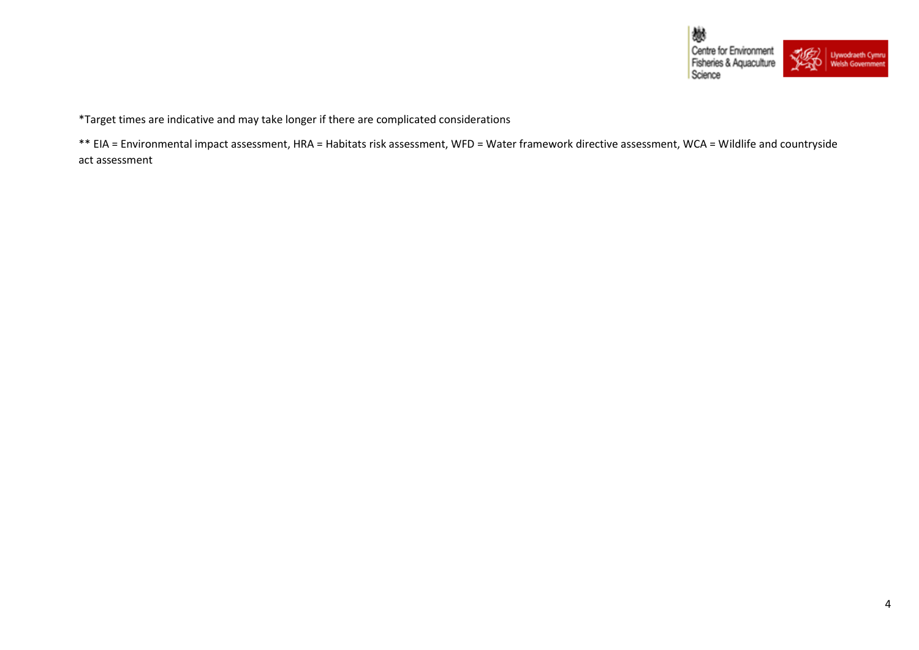*Target times are indicative and may take longer if there are complicated considerations

** EIA = Environmental impact assessment, HRA = Habitats risk assessment, WFD = Water framework directive assessment, WCA = Wildlife and countryside act assessment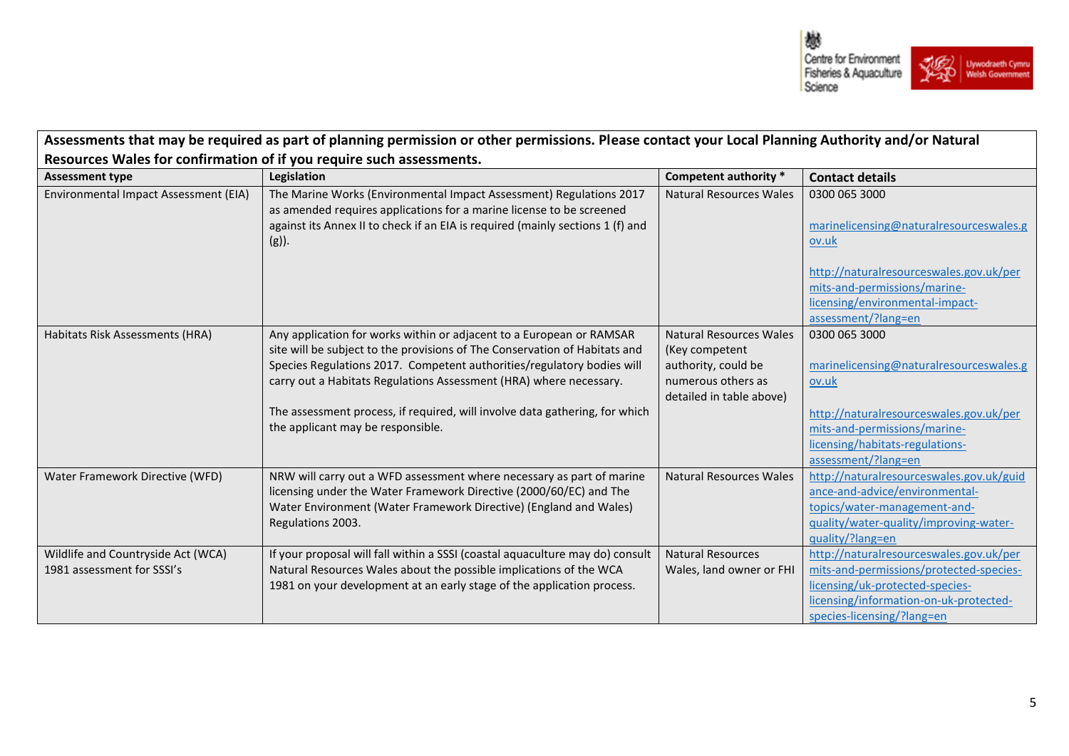| Assessments that may be required as part of planning permission or other permissions. Please contact your Local Planning Authority and/or Natural Resources Wales for confirmation of if you require such assessments. | | | |
|---|---|---|---|
| **Assessment type** | **Legislation** | **Competent authority \*** | **Contact details** |
| Environmental Impact Assessment (EIA) | The Marine Works (Environmental Impact Assessment) Regulations 2017 as amended requires applications for a marine license to be screened against its Annex II to check if an EIA is required (mainly sections 1 (f) and (g)). | Natural Resources Wales | 0300 065 3000<br><br>marinelicensing@naturalresourceswales.gov.uk<br><br>http://naturalresourceswales.gov.uk/permits-and-permissions/marine-licensing/environmental-impact-assessment/?lang=en |
| Habitats Risk Assessments (HRA) | Any application for works within or adjacent to a European or RAMSAR site will be subject to the provisions of The Conservation of Habitats and Species Regulations 2017. Competent authorities/regulatory bodies will carry out a Habitats Regulations Assessment (HRA) where necessary.<br><br>The assessment process, if required, will involve data gathering, for which the applicant may be responsible. | Natural Resources Wales (Key competent authority, could be numerous others as detailed in table above) | 0300 065 3000<br><br>marinelicensing@naturalresourceswales.gov.uk<br><br>http://naturalresourceswales.gov.uk/permits-and-permissions/marine-licensing/habitats-regulations-assessment/?lang=en |
| Water Framework Directive (WFD) | NRW will carry out a WFD assessment where necessary as part of marine licensing under the Water Framework Directive (2000/60/EC) and The Water Environment (Water Framework Directive) (England and Wales) Regulations 2003. | Natural Resources Wales | http://naturalresourceswales.gov.uk/guidance-and-advice/environmental-topics/water-management-and-quality/water-quality/improving-water-quality/?lang=en |
| Wildlife and Countryside Act (WCA) 1981 assessment for SSSI's | If your proposal will fall within a SSSI (coastal aquaculture may do) consult Natural Resources Wales about the possible implications of the WCA 1981 on your development at an early stage of the application process. | Natural Resources Wales, land owner or FHI | http://naturalresourceswales.gov.uk/permits-and-permissions/protected-species-licensing/uk-protected-species-licensing/information-on-uk-protected-species-licensing/?lang=en |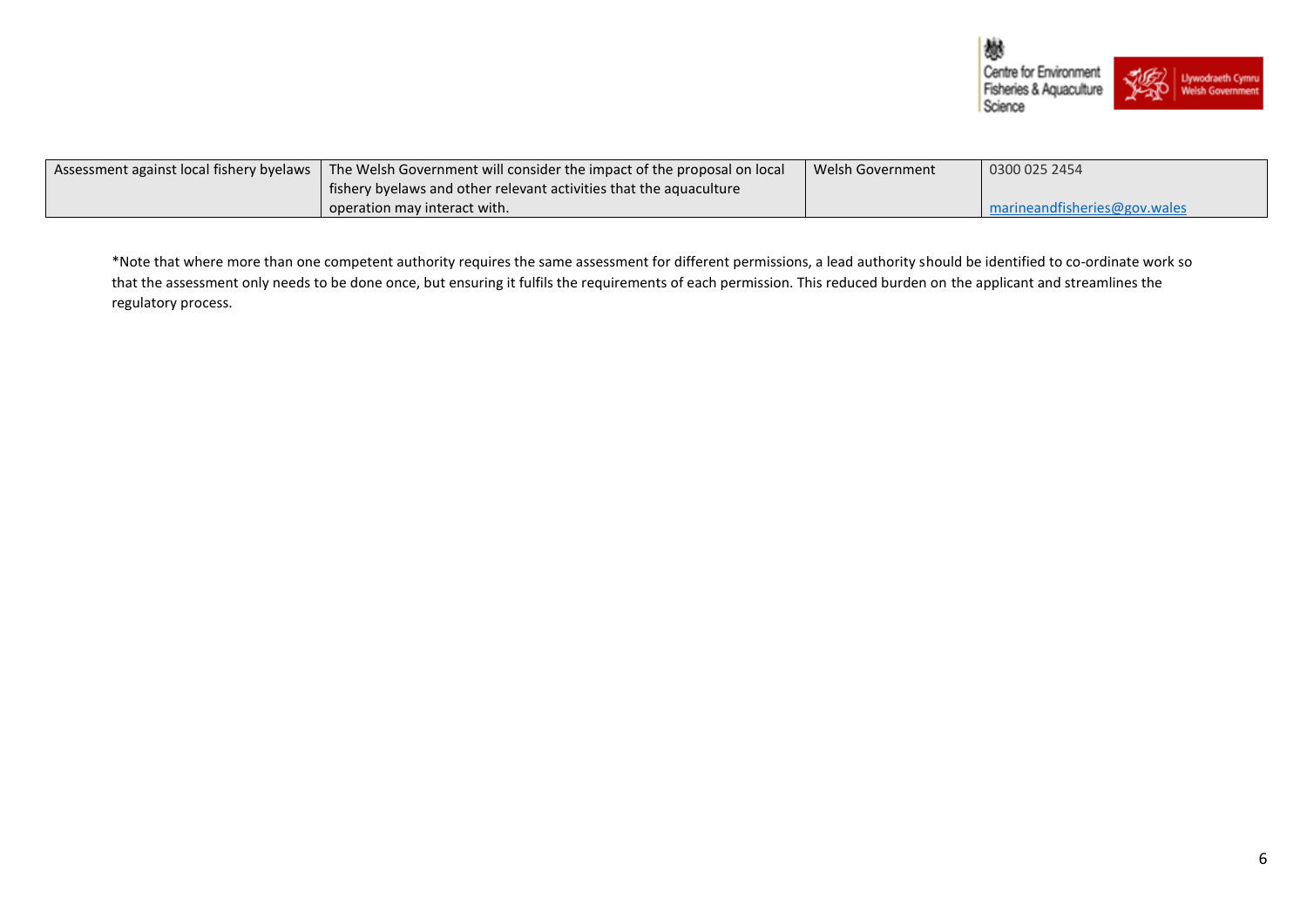| | | | |
|---|---|---|---|
| Assessment against local fishery byelaws | The Welsh Government will consider the impact of the proposal on local fishery byelaws and other relevant activities that the aquaculture operation may interact with. | Welsh Government | 0300 025 2454 marineandfisheries@gov.wales |

*Note that where more than one competent authority requires the same assessment for different permissions, a lead authority should be identified to co-ordinate work so that the assessment only needs to be done once, but ensuring it fulfils the requirements of each permission. This reduced burden on the applicant and streamlines the regulatory process.